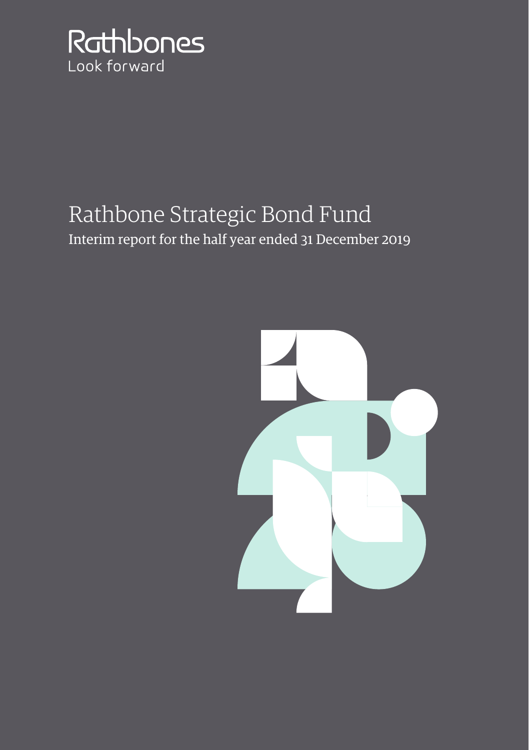Rathbones

Look forward

# Rathbone Strategic Bond Fund

## Interim report for the half year ended 31 December 2019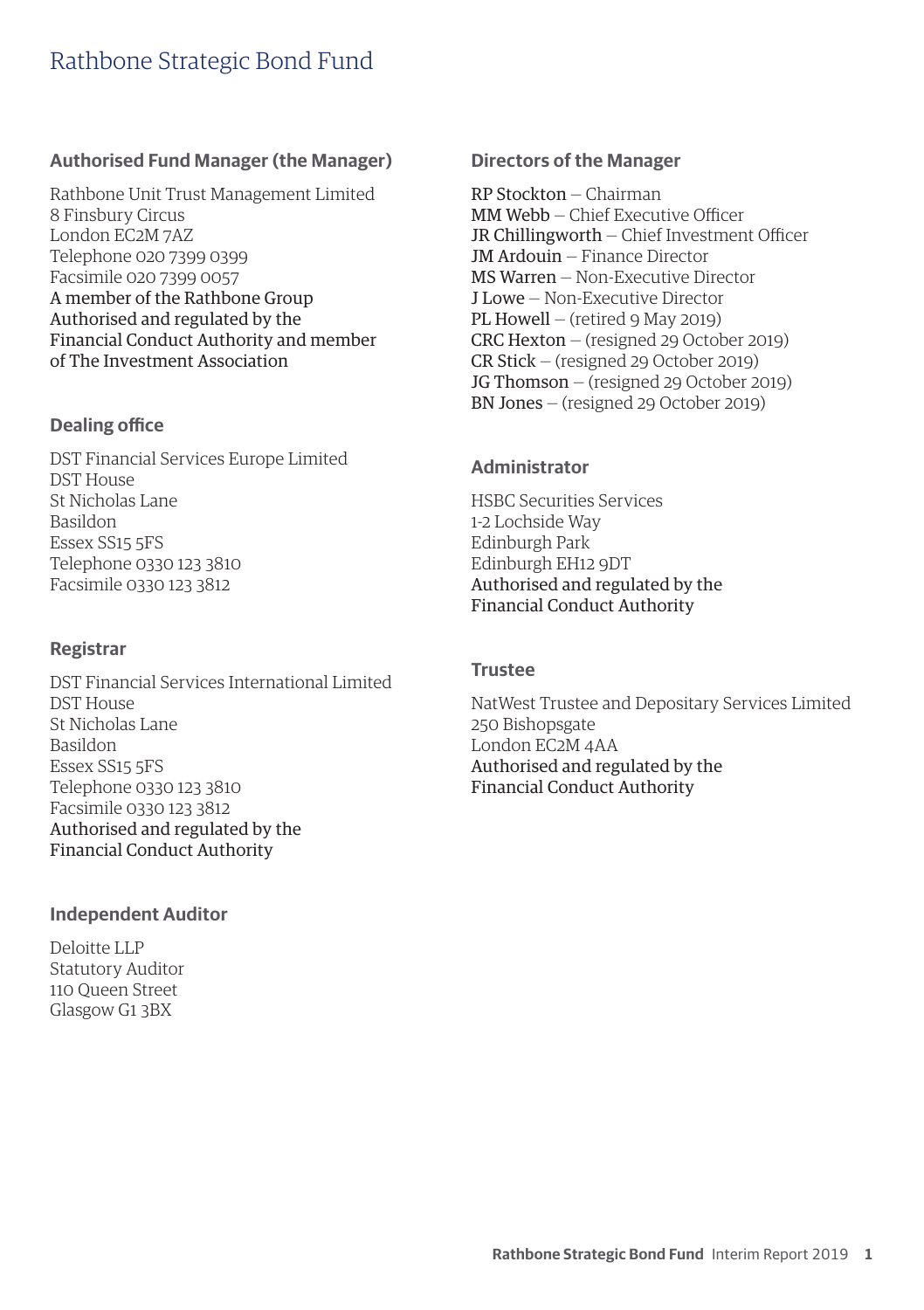# Rathbone Strategic Bond Fund

## Authorised Fund Manager (the Manager)

Rathbone Unit Trust Management Limited
8 Finsbury Circus
London EC2M 7AZ
Telephone 020 7399 0399
Facsimile 020 7399 0057
A member of the Rathbone Group
Authorised and regulated by the
Financial Conduct Authority and member
of The Investment Association

## Dealing office

DST Financial Services Europe Limited
DST House
St Nicholas Lane
Basildon
Essex SS15 5FS
Telephone 0330 123 3810
Facsimile 0330 123 3812

## Registrar

DST Financial Services International Limited
DST House
St Nicholas Lane
Basildon
Essex SS15 5FS
Telephone 0330 123 3810
Facsimile 0330 123 3812
Authorised and regulated by the
Financial Conduct Authority

## Independent Auditor

Deloitte LLP
Statutory Auditor
110 Queen Street
Glasgow G1 3BX

## Directors of the Manager

RP Stockton – Chairman
MM Webb – Chief Executive Officer
JR Chillingworth – Chief Investment Officer
JM Ardouin – Finance Director
MS Warren – Non-Executive Director
J Lowe – Non-Executive Director
PL Howell – (retired 9 May 2019)
CRC Hexton – (resigned 29 October 2019)
CR Stick – (resigned 29 October 2019)
JG Thomson – (resigned 29 October 2019)
BN Jones – (resigned 29 October 2019)

## Administrator

HSBC Securities Services
1-2 Lochside Way
Edinburgh Park
Edinburgh EH12 9DT
Authorised and regulated by the
Financial Conduct Authority

## Trustee

NatWest Trustee and Depositary Services Limited
250 Bishopsgate
London EC2M 4AA
Authorised and regulated by the
Financial Conduct Authority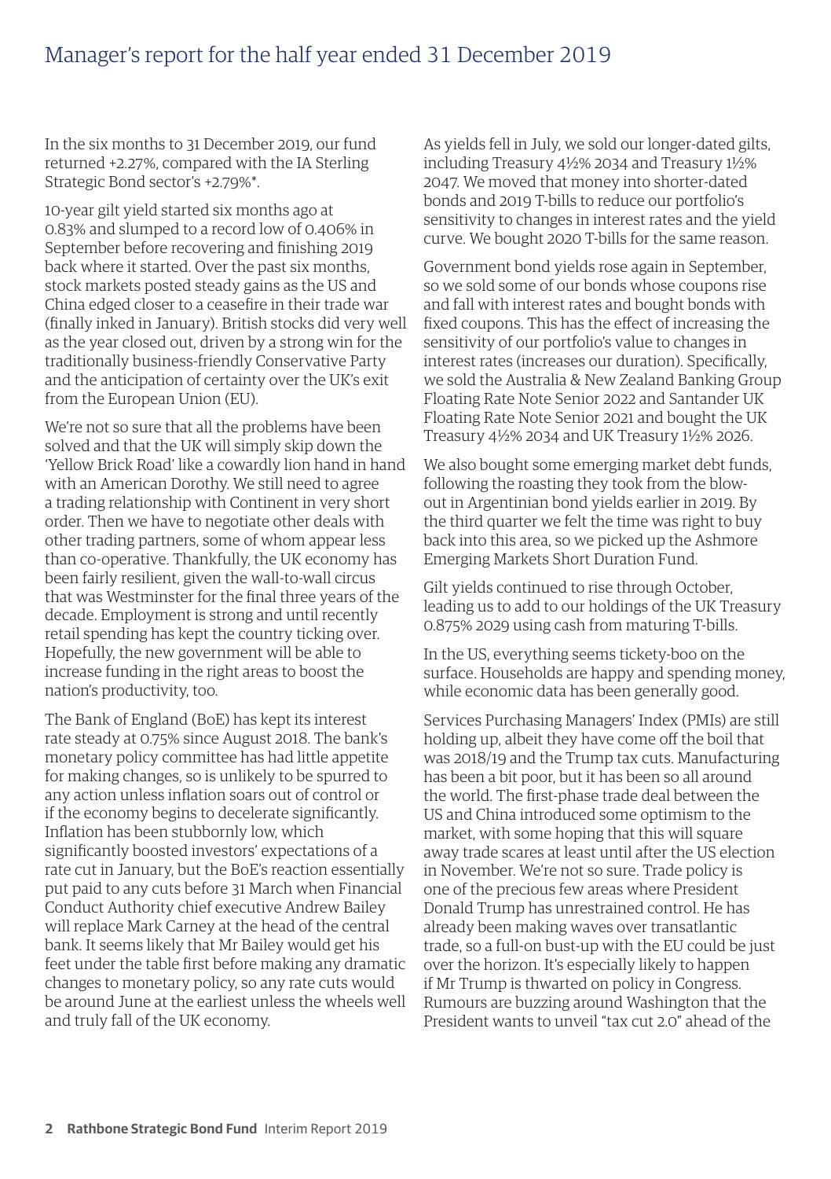# Manager's report for the half year ended 31 December 2019

In the six months to 31 December 2019, our fund returned +2.27%, compared with the IA Sterling Strategic Bond sector's +2.79%*.

10-year gilt yield started six months ago at 0.83% and slumped to a record low of 0.406% in September before recovering and finishing 2019 back where it started. Over the past six months, stock markets posted steady gains as the US and China edged closer to a ceasefire in their trade war (finally inked in January). British stocks did very well as the year closed out, driven by a strong win for the traditionally business-friendly Conservative Party and the anticipation of certainty over the UK's exit from the European Union (EU).

We're not so sure that all the problems have been solved and that the UK will simply skip down the 'Yellow Brick Road' like a cowardly lion hand in hand with an American Dorothy. We still need to agree a trading relationship with Continent in very short order. Then we have to negotiate other deals with other trading partners, some of whom appear less than co-operative. Thankfully, the UK economy has been fairly resilient, given the wall-to-wall circus that was Westminster for the final three years of the decade. Employment is strong and until recently retail spending has kept the country ticking over. Hopefully, the new government will be able to increase funding in the right areas to boost the nation's productivity, too.

The Bank of England (BoE) has kept its interest rate steady at 0.75% since August 2018. The bank's monetary policy committee has had little appetite for making changes, so is unlikely to be spurred to any action unless inflation soars out of control or if the economy begins to decelerate significantly. Inflation has been stubbornly low, which significantly boosted investors' expectations of a rate cut in January, but the BoE's reaction essentially put paid to any cuts before 31 March when Financial Conduct Authority chief executive Andrew Bailey will replace Mark Carney at the head of the central bank. It seems likely that Mr Bailey would get his feet under the table first before making any dramatic changes to monetary policy, so any rate cuts would be around June at the earliest unless the wheels well and truly fall of the UK economy.

As yields fell in July, we sold our longer-dated gilts, including Treasury 4½% 2034 and Treasury 1½% 2047. We moved that money into shorter-dated bonds and 2019 T-bills to reduce our portfolio's sensitivity to changes in interest rates and the yield curve. We bought 2020 T-bills for the same reason.

Government bond yields rose again in September, so we sold some of our bonds whose coupons rise and fall with interest rates and bought bonds with fixed coupons. This has the effect of increasing the sensitivity of our portfolio's value to changes in interest rates (increases our duration). Specifically, we sold the Australia & New Zealand Banking Group Floating Rate Note Senior 2022 and Santander UK Floating Rate Note Senior 2021 and bought the UK Treasury 4½% 2034 and UK Treasury 1½% 2026.

We also bought some emerging market debt funds, following the roasting they took from the blow-out in Argentinian bond yields earlier in 2019. By the third quarter we felt the time was right to buy back into this area, so we picked up the Ashmore Emerging Markets Short Duration Fund.

Gilt yields continued to rise through October, leading us to add to our holdings of the UK Treasury 0.875% 2029 using cash from maturing T-bills.

In the US, everything seems tickety-boo on the surface. Households are happy and spending money, while economic data has been generally good.

Services Purchasing Managers' Index (PMIs) are still holding up, albeit they have come off the boil that was 2018/19 and the Trump tax cuts. Manufacturing has been a bit poor, but it has been so all around the world. The first-phase trade deal between the US and China introduced some optimism to the market, with some hoping that this will square away trade scares at least until after the US election in November. We're not so sure. Trade policy is one of the precious few areas where President Donald Trump has unrestrained control. He has already been making waves over transatlantic trade, so a full-on bust-up with the EU could be just over the horizon. It's especially likely to happen if Mr Trump is thwarted on policy in Congress. Rumours are buzzing around Washington that the President wants to unveil "tax cut 2.0" ahead of the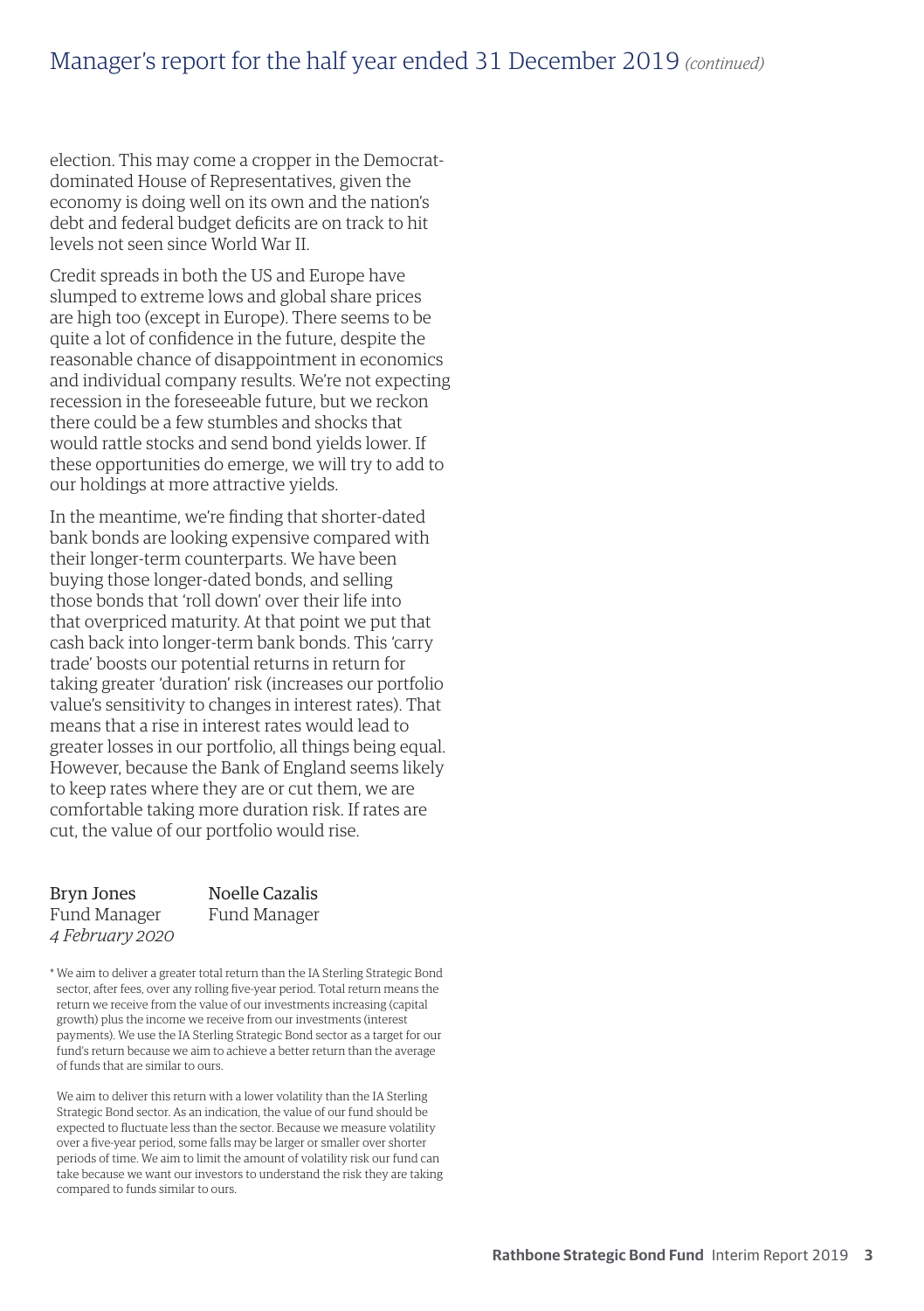election. This may come a cropper in the Democrat-dominated House of Representatives, given the economy is doing well on its own and the nation's debt and federal budget deficits are on track to hit levels not seen since World War II.

Credit spreads in both the US and Europe have slumped to extreme lows and global share prices are high too (except in Europe). There seems to be quite a lot of confidence in the future, despite the reasonable chance of disappointment in economics and individual company results. We're not expecting recession in the foreseeable future, but we reckon there could be a few stumbles and shocks that would rattle stocks and send bond yields lower. If these opportunities do emerge, we will try to add to our holdings at more attractive yields.

In the meantime, we're finding that shorter-dated bank bonds are looking expensive compared with their longer-term counterparts. We have been buying those longer-dated bonds, and selling those bonds that 'roll down' over their life into that overpriced maturity. At that point we put that cash back into longer-term bank bonds. This 'carry trade' boosts our potential returns in return for taking greater 'duration' risk (increases our portfolio value's sensitivity to changes in interest rates). That means that a rise in interest rates would lead to greater losses in our portfolio, all things being equal. However, because the Bank of England seems likely to keep rates where they are or cut them, we are comfortable taking more duration risk. If rates are cut, the value of our portfolio would rise.

Bryn Jones
Fund Manager
*4 February 2020*

Noelle Cazalis
Fund Manager

\* We aim to deliver a greater total return than the IA Sterling Strategic Bond sector, after fees, over any rolling five-year period. Total return means the return we receive from the value of our investments increasing (capital growth) plus the income we receive from our investments (interest payments). We use the IA Sterling Strategic Bond sector as a target for our fund's return because we aim to achieve a better return than the average of funds that are similar to ours.

We aim to deliver this return with a lower volatility than the IA Sterling Strategic Bond sector. As an indication, the value of our fund should be expected to fluctuate less than the sector. Because we measure volatility over a five-year period, some falls may be larger or smaller over shorter periods of time. We aim to limit the amount of volatility risk our fund can take because we want our investors to understand the risk they are taking compared to funds similar to ours.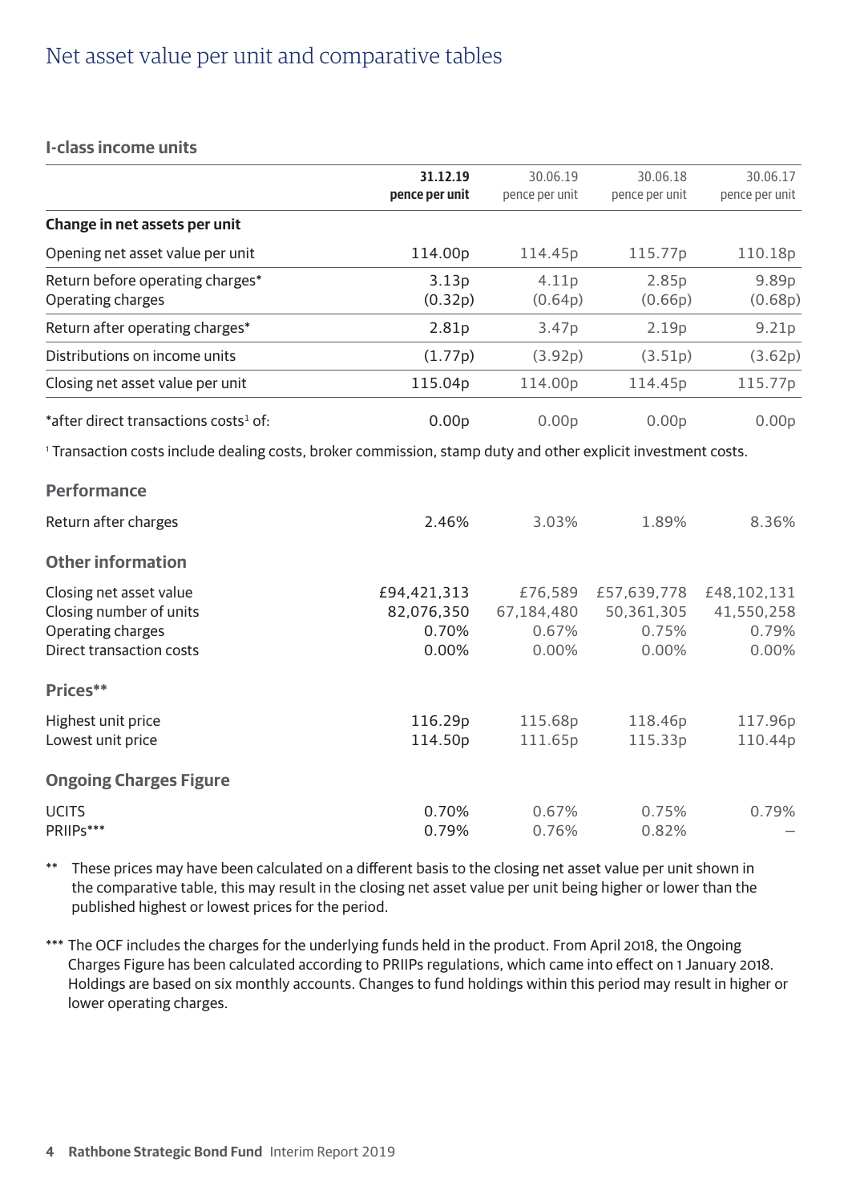# Net asset value per unit and comparative tables

## I-class income units

| | **31.12.19 pence per unit** | 30.06.19 pence per unit | 30.06.18 pence per unit | 30.06.17 pence per unit |
|---|---|---|---|---|
| **Change in net assets per unit** | | | | |
| Opening net asset value per unit | 114.00p | 114.45p | 115.77p | 110.18p |
| Return before operating charges* | 3.13p | 4.11p | 2.85p | 9.89p |
| Operating charges | (0.32p) | (0.64p) | (0.66p) | (0.68p) |
| Return after operating charges* | 2.81p | 3.47p | 2.19p | 9.21p |
| Distributions on income units | (1.77p) | (3.92p) | (3.51p) | (3.62p) |
| Closing net asset value per unit | 115.04p | 114.00p | 114.45p | 115.77p |
| *after direct transactions costs[1] of: | 0.00p | 0.00p | 0.00p | 0.00p |

[1] Transaction costs include dealing costs, broker commission, stamp duty and other explicit investment costs.

| | | | | |
|---|---|---|---|---|
| **Performance** | | | | |
| Return after charges | 2.46% | 3.03% | 1.89% | 8.36% |
| **Other information** | | | | |
| Closing net asset value | £94,421,313 | £76,589 | £57,639,778 | £48,102,131 |
| Closing number of units | 82,076,350 | 67,184,480 | 50,361,305 | 41,550,258 |
| Operating charges | 0.70% | 0.67% | 0.75% | 0.79% |
| Direct transaction costs | 0.00% | 0.00% | 0.00% | 0.00% |
| **Prices**** | | | | |
| Highest unit price | 116.29p | 115.68p | 118.46p | 117.96p |
| Lowest unit price | 114.50p | 111.65p | 115.33p | 110.44p |
| **Ongoing Charges Figure** | | | | |
| UCITS | 0.70% | 0.67% | 0.75% | 0.79% |
| PRIIPs*** | 0.79% | 0.76% | 0.82% | – |

** These prices may have been calculated on a different basis to the closing net asset value per unit shown in the comparative table, this may result in the closing net asset value per unit being higher or lower than the published highest or lowest prices for the period.

*** The OCF includes the charges for the underlying funds held in the product. From April 2018, the Ongoing Charges Figure has been calculated according to PRIIPs regulations, which came into effect on 1 January 2018. Holdings are based on six monthly accounts. Changes to fund holdings within this period may result in higher or lower operating charges.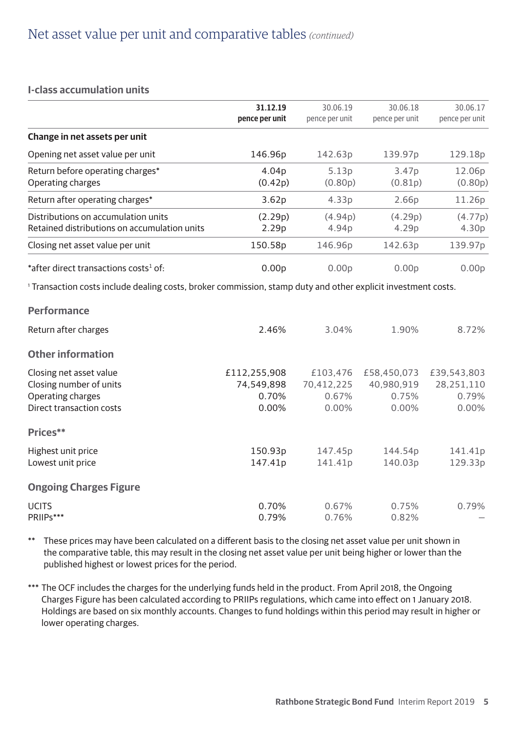# Net asset value per unit and comparative tables *(continued)*

## I-class accumulation units

| | **31.12.19 pence per unit** | 30.06.19 pence per unit | 30.06.18 pence per unit | 30.06.17 pence per unit |
|---|---|---|---|---|
| **Change in net assets per unit** | | | | |
| Opening net asset value per unit | 146.96p | 142.63p | 139.97p | 129.18p |
| Return before operating charges* | 4.04p | 5.13p | 3.47p | 12.06p |
| Operating charges | (0.42p) | (0.80p) | (0.81p) | (0.80p) |
| Return after operating charges* | 3.62p | 4.33p | 2.66p | 11.26p |
| Distributions on accumulation units | (2.29p) | (4.94p) | (4.29p) | (4.77p) |
| Retained distributions on accumulation units | 2.29p | 4.94p | 4.29p | 4.30p |
| Closing net asset value per unit | 150.58p | 146.96p | 142.63p | 139.97p |
| *after direct transactions costs[1] of: | 0.00p | 0.00p | 0.00p | 0.00p |
| **Performance** | | | | |
| Return after charges | 2.46% | 3.04% | 1.90% | 8.72% |
| **Other information** | | | | |
| Closing net asset value | £112,255,908 | £103,476 | £58,450,073 | £39,543,803 |
| Closing number of units | 74,549,898 | 70,412,225 | 40,980,919 | 28,251,110 |
| Operating charges | 0.70% | 0.67% | 0.75% | 0.79% |
| Direct transaction costs | 0.00% | 0.00% | 0.00% | 0.00% |
| **Prices**** | | | | |
| Highest unit price | 150.93p | 147.45p | 144.54p | 141.41p |
| Lowest unit price | 147.41p | 141.41p | 140.03p | 129.33p |
| **Ongoing Charges Figure** | | | | |
| UCITS | 0.70% | 0.67% | 0.75% | 0.79% |
| PRIIPs*** | 0.79% | 0.76% | 0.82% | – |

[1] Transaction costs include dealing costs, broker commission, stamp duty and other explicit investment costs.

** These prices may have been calculated on a different basis to the closing net asset value per unit shown in the comparative table, this may result in the closing net asset value per unit being higher or lower than the published highest or lowest prices for the period.

*** The OCF includes the charges for the underlying funds held in the product. From April 2018, the Ongoing Charges Figure has been calculated according to PRIIPs regulations, which came into effect on 1 January 2018. Holdings are based on six monthly accounts. Changes to fund holdings within this period may result in higher or lower operating charges.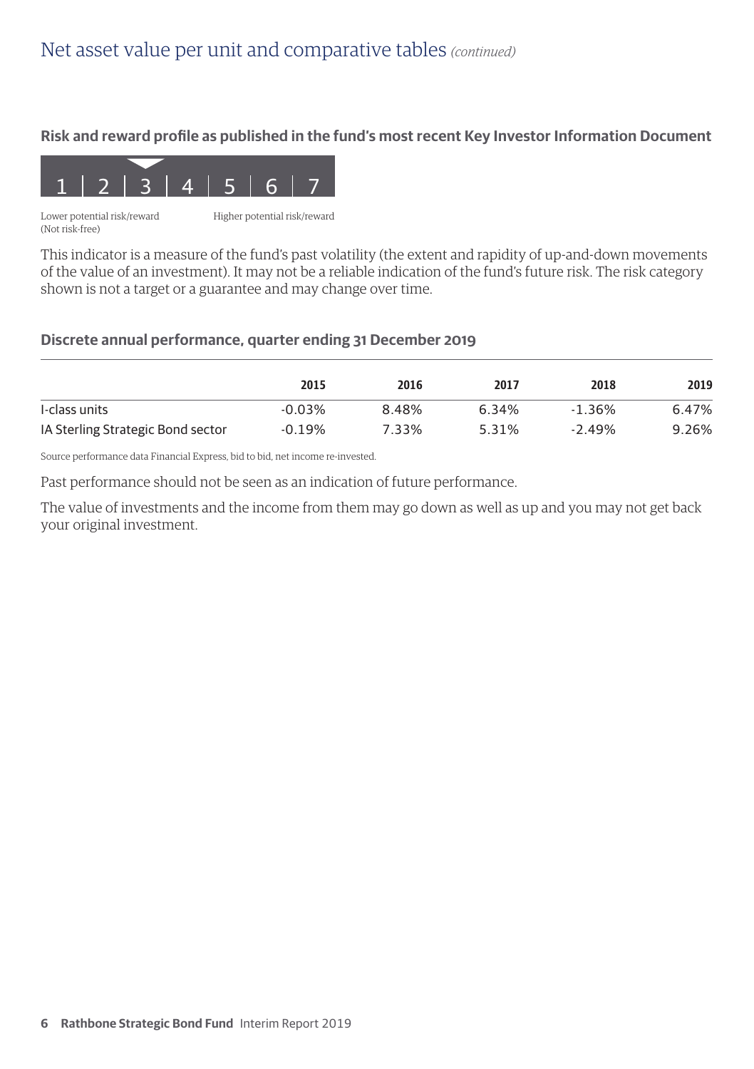# Net asset value per unit and comparative tables *(continued)*

### Risk and reward profile as published in the fund's most recent Key Investor Information Document

| 1 | 2 | 3 | 4 | 5 | 6 | 7 |
|---|---|---|---|---|---|---|

Lower potential risk/reward (Not risk-free) — Higher potential risk/reward

This indicator is a measure of the fund's past volatility (the extent and rapidity of up-and-down movements of the value of an investment). It may not be a reliable indication of the fund's future risk. The risk category shown is not a target or a guarantee and may change over time.

### Discrete annual performance, quarter ending 31 December 2019

| | 2015 | 2016 | 2017 | 2018 | 2019 |
|---|---|---|---|---|---|
| I-class units | -0.03% | 8.48% | 6.34% | -1.36% | 6.47% |
| IA Sterling Strategic Bond sector | -0.19% | 7.33% | 5.31% | -2.49% | 9.26% |

Source performance data Financial Express, bid to bid, net income re-invested.

Past performance should not be seen as an indication of future performance.

The value of investments and the income from them may go down as well as up and you may not get back your original investment.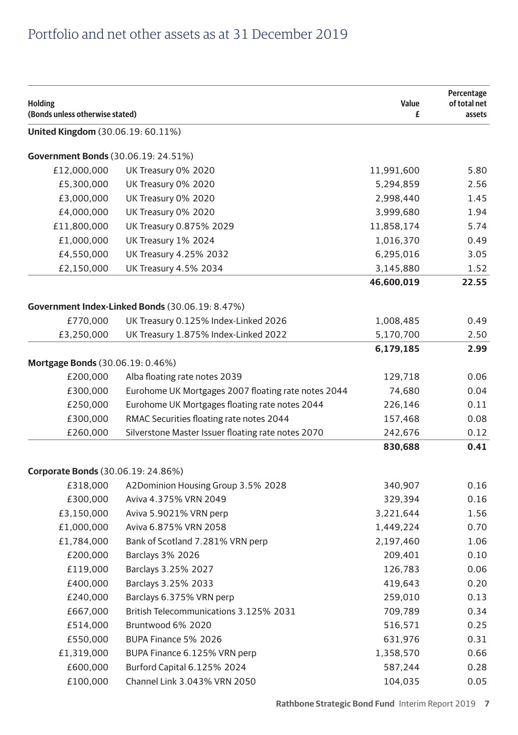# Portfolio and net other assets as at 31 December 2019

| Holding (Bonds unless otherwise stated) | | Value £ | Percentage of total net assets |
|---|---|---|---|
| **United Kingdom** (30.06.19: 60.11%) | | | |
| **Government Bonds** (30.06.19: 24.51%) | | | |
| £12,000,000 | UK Treasury 0% 2020 | 11,991,600 | 5.80 |
| £5,300,000 | UK Treasury 0% 2020 | 5,294,859 | 2.56 |
| £3,000,000 | UK Treasury 0% 2020 | 2,998,440 | 1.45 |
| £4,000,000 | UK Treasury 0% 2020 | 3,999,680 | 1.94 |
| £11,800,000 | UK Treasury 0.875% 2029 | 11,858,174 | 5.74 |
| £1,000,000 | UK Treasury 1% 2024 | 1,016,370 | 0.49 |
| £4,550,000 | UK Treasury 4.25% 2032 | 6,295,016 | 3.05 |
| £2,150,000 | UK Treasury 4.5% 2034 | 3,145,880 | 1.52 |
| | | **46,600,019** | **22.55** |
| **Government Index-Linked Bonds** (30.06.19: 8.47%) | | | |
| £770,000 | UK Treasury 0.125% Index-Linked 2026 | 1,008,485 | 0.49 |
| £3,250,000 | UK Treasury 1.875% Index-Linked 2022 | 5,170,700 | 2.50 |
| | | **6,179,185** | **2.99** |
| **Mortgage Bonds** (30.06.19: 0.46%) | | | |
| £200,000 | Alba floating rate notes 2039 | 129,718 | 0.06 |
| £300,000 | Eurohome UK Mortgages 2007 floating rate notes 2044 | 74,680 | 0.04 |
| £250,000 | Eurohome UK Mortgages floating rate notes 2044 | 226,146 | 0.11 |
| £300,000 | RMAC Securities floating rate notes 2044 | 157,468 | 0.08 |
| £260,000 | Silverstone Master Issuer floating rate notes 2070 | 242,676 | 0.12 |
| | | **830,688** | **0.41** |
| **Corporate Bonds** (30.06.19: 24.86%) | | | |
| £318,000 | A2Dominion Housing Group 3.5% 2028 | 340,907 | 0.16 |
| £300,000 | Aviva 4.375% VRN 2049 | 329,394 | 0.16 |
| £3,150,000 | Aviva 5.9021% VRN perp | 3,221,644 | 1.56 |
| £1,000,000 | Aviva 6.875% VRN 2058 | 1,449,224 | 0.70 |
| £1,784,000 | Bank of Scotland 7.281% VRN perp | 2,197,460 | 1.06 |
| £200,000 | Barclays 3% 2026 | 209,401 | 0.10 |
| £119,000 | Barclays 3.25% 2027 | 126,783 | 0.06 |
| £400,000 | Barclays 3.25% 2033 | 419,643 | 0.20 |
| £240,000 | Barclays 6.375% VRN perp | 259,010 | 0.13 |
| £667,000 | British Telecommunications 3.125% 2031 | 709,789 | 0.34 |
| £514,000 | Bruntwood 6% 2020 | 516,571 | 0.25 |
| £550,000 | BUPA Finance 5% 2026 | 631,976 | 0.31 |
| £1,319,000 | BUPA Finance 6.125% VRN perp | 1,358,570 | 0.66 |
| £600,000 | Burford Capital 6.125% 2024 | 587,244 | 0.28 |
| £100,000 | Channel Link 3.043% VRN 2050 | 104,035 | 0.05 |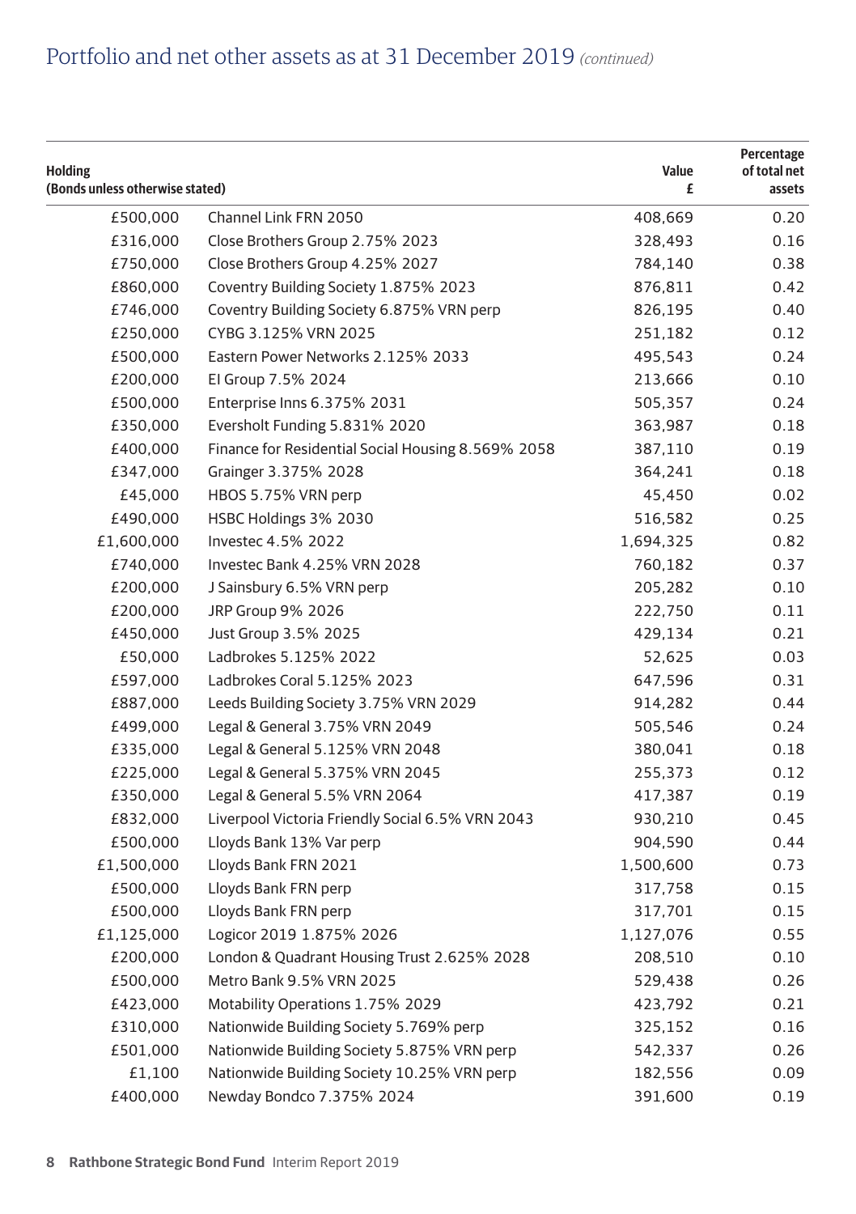## Portfolio and net other assets as at 31 December 2019 *(continued)*

| Holding (Bonds unless otherwise stated) | | Value £ | Percentage of total net assets |
|---|---|---|---|
| £500,000 | Channel Link FRN 2050 | 408,669 | 0.20 |
| £316,000 | Close Brothers Group 2.75% 2023 | 328,493 | 0.16 |
| £750,000 | Close Brothers Group 4.25% 2027 | 784,140 | 0.38 |
| £860,000 | Coventry Building Society 1.875% 2023 | 876,811 | 0.42 |
| £746,000 | Coventry Building Society 6.875% VRN perp | 826,195 | 0.40 |
| £250,000 | CYBG 3.125% VRN 2025 | 251,182 | 0.12 |
| £500,000 | Eastern Power Networks 2.125% 2033 | 495,543 | 0.24 |
| £200,000 | EI Group 7.5% 2024 | 213,666 | 0.10 |
| £500,000 | Enterprise Inns 6.375% 2031 | 505,357 | 0.24 |
| £350,000 | Eversholt Funding 5.831% 2020 | 363,987 | 0.18 |
| £400,000 | Finance for Residential Social Housing 8.569% 2058 | 387,110 | 0.19 |
| £347,000 | Grainger 3.375% 2028 | 364,241 | 0.18 |
| £45,000 | HBOS 5.75% VRN perp | 45,450 | 0.02 |
| £490,000 | HSBC Holdings 3% 2030 | 516,582 | 0.25 |
| £1,600,000 | Investec 4.5% 2022 | 1,694,325 | 0.82 |
| £740,000 | Investec Bank 4.25% VRN 2028 | 760,182 | 0.37 |
| £200,000 | J Sainsbury 6.5% VRN perp | 205,282 | 0.10 |
| £200,000 | JRP Group 9% 2026 | 222,750 | 0.11 |
| £450,000 | Just Group 3.5% 2025 | 429,134 | 0.21 |
| £50,000 | Ladbrokes 5.125% 2022 | 52,625 | 0.03 |
| £597,000 | Ladbrokes Coral 5.125% 2023 | 647,596 | 0.31 |
| £887,000 | Leeds Building Society 3.75% VRN 2029 | 914,282 | 0.44 |
| £499,000 | Legal & General 3.75% VRN 2049 | 505,546 | 0.24 |
| £335,000 | Legal & General 5.125% VRN 2048 | 380,041 | 0.18 |
| £225,000 | Legal & General 5.375% VRN 2045 | 255,373 | 0.12 |
| £350,000 | Legal & General 5.5% VRN 2064 | 417,387 | 0.19 |
| £832,000 | Liverpool Victoria Friendly Social 6.5% VRN 2043 | 930,210 | 0.45 |
| £500,000 | Lloyds Bank 13% Var perp | 904,590 | 0.44 |
| £1,500,000 | Lloyds Bank FRN 2021 | 1,500,600 | 0.73 |
| £500,000 | Lloyds Bank FRN perp | 317,758 | 0.15 |
| £500,000 | Lloyds Bank FRN perp | 317,701 | 0.15 |
| £1,125,000 | Logicor 2019 1.875% 2026 | 1,127,076 | 0.55 |
| £200,000 | London & Quadrant Housing Trust 2.625% 2028 | 208,510 | 0.10 |
| £500,000 | Metro Bank 9.5% VRN 2025 | 529,438 | 0.26 |
| £423,000 | Motability Operations 1.75% 2029 | 423,792 | 0.21 |
| £310,000 | Nationwide Building Society 5.769% perp | 325,152 | 0.16 |
| £501,000 | Nationwide Building Society 5.875% VRN perp | 542,337 | 0.26 |
| £1,100 | Nationwide Building Society 10.25% VRN perp | 182,556 | 0.09 |
| £400,000 | Newday Bondco 7.375% 2024 | 391,600 | 0.19 |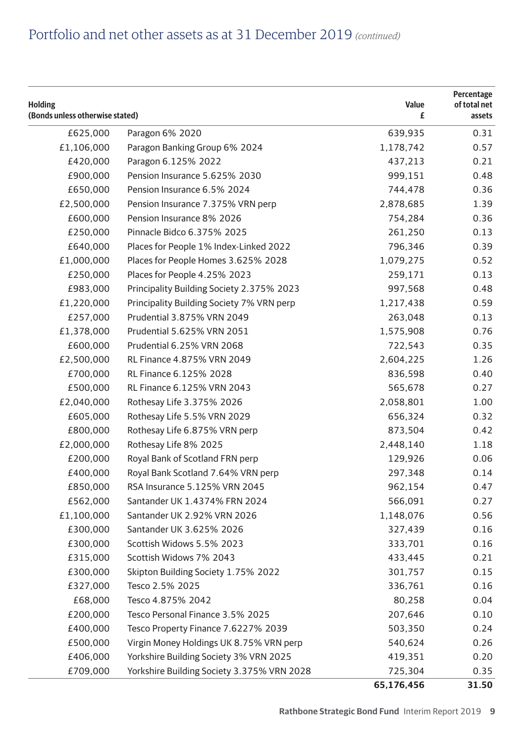# Portfolio and net other assets as at 31 December 2019 *(continued)*

| Holding (Bonds unless otherwise stated) | | Value £ | Percentage of total net assets |
|---|---|---|---|
| £625,000 | Paragon 6% 2020 | 639,935 | 0.31 |
| £1,106,000 | Paragon Banking Group 6% 2024 | 1,178,742 | 0.57 |
| £420,000 | Paragon 6.125% 2022 | 437,213 | 0.21 |
| £900,000 | Pension Insurance 5.625% 2030 | 999,151 | 0.48 |
| £650,000 | Pension Insurance 6.5% 2024 | 744,478 | 0.36 |
| £2,500,000 | Pension Insurance 7.375% VRN perp | 2,878,685 | 1.39 |
| £600,000 | Pension Insurance 8% 2026 | 754,284 | 0.36 |
| £250,000 | Pinnacle Bidco 6.375% 2025 | 261,250 | 0.13 |
| £640,000 | Places for People 1% Index-Linked 2022 | 796,346 | 0.39 |
| £1,000,000 | Places for People Homes 3.625% 2028 | 1,079,275 | 0.52 |
| £250,000 | Places for People 4.25% 2023 | 259,171 | 0.13 |
| £983,000 | Principality Building Society 2.375% 2023 | 997,568 | 0.48 |
| £1,220,000 | Principality Building Society 7% VRN perp | 1,217,438 | 0.59 |
| £257,000 | Prudential 3.875% VRN 2049 | 263,048 | 0.13 |
| £1,378,000 | Prudential 5.625% VRN 2051 | 1,575,908 | 0.76 |
| £600,000 | Prudential 6.25% VRN 2068 | 722,543 | 0.35 |
| £2,500,000 | RL Finance 4.875% VRN 2049 | 2,604,225 | 1.26 |
| £700,000 | RL Finance 6.125% 2028 | 836,598 | 0.40 |
| £500,000 | RL Finance 6.125% VRN 2043 | 565,678 | 0.27 |
| £2,040,000 | Rothesay Life 3.375% 2026 | 2,058,801 | 1.00 |
| £605,000 | Rothesay Life 5.5% VRN 2029 | 656,324 | 0.32 |
| £800,000 | Rothesay Life 6.875% VRN perp | 873,504 | 0.42 |
| £2,000,000 | Rothesay Life 8% 2025 | 2,448,140 | 1.18 |
| £200,000 | Royal Bank of Scotland FRN perp | 129,926 | 0.06 |
| £400,000 | Royal Bank Scotland 7.64% VRN perp | 297,348 | 0.14 |
| £850,000 | RSA Insurance 5.125% VRN 2045 | 962,154 | 0.47 |
| £562,000 | Santander UK 1.4374% FRN 2024 | 566,091 | 0.27 |
| £1,100,000 | Santander UK 2.92% VRN 2026 | 1,148,076 | 0.56 |
| £300,000 | Santander UK 3.625% 2026 | 327,439 | 0.16 |
| £300,000 | Scottish Widows 5.5% 2023 | 333,701 | 0.16 |
| £315,000 | Scottish Widows 7% 2043 | 433,445 | 0.21 |
| £300,000 | Skipton Building Society 1.75% 2022 | 301,757 | 0.15 |
| £327,000 | Tesco 2.5% 2025 | 336,761 | 0.16 |
| £68,000 | Tesco 4.875% 2042 | 80,258 | 0.04 |
| £200,000 | Tesco Personal Finance 3.5% 2025 | 207,646 | 0.10 |
| £400,000 | Tesco Property Finance 7.6227% 2039 | 503,350 | 0.24 |
| £500,000 | Virgin Money Holdings UK 8.75% VRN perp | 540,624 | 0.26 |
| £406,000 | Yorkshire Building Society 3% VRN 2025 | 419,351 | 0.20 |
| £709,000 | Yorkshire Building Society 3.375% VRN 2028 | 725,304 | 0.35 |
| | | **65,176,456** | **31.50** |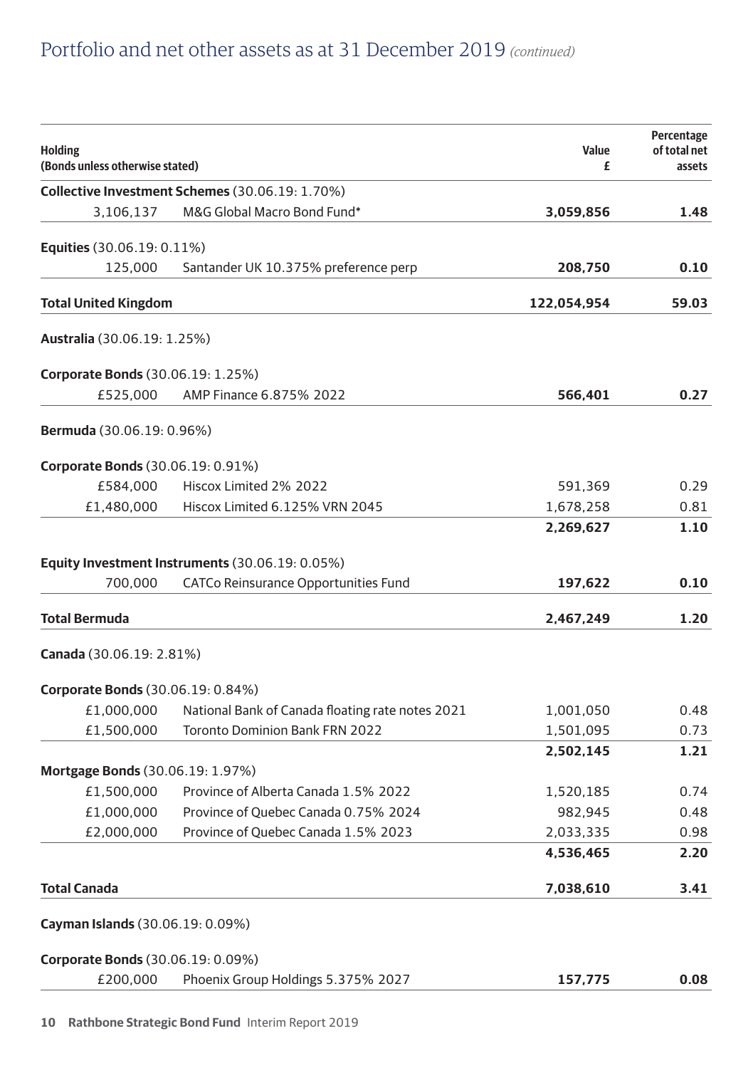## Portfolio and net other assets as at 31 December 2019 *(continued)*

| Holding (Bonds unless otherwise stated) | | Value £ | Percentage of total net assets |
|---|---|---|---|
| **Collective Investment Schemes** (30.06.19: 1.70%) | | | |
| 3,106,137 | M&G Global Macro Bond Fund* | **3,059,856** | **1.48** |
| **Equities** (30.06.19: 0.11%) | | | |
| 125,000 | Santander UK 10.375% preference perp | **208,750** | **0.10** |
| **Total United Kingdom** | | **122,054,954** | **59.03** |
| **Australia** (30.06.19: 1.25%) | | | |
| **Corporate Bonds** (30.06.19: 1.25%) | | | |
| £525,000 | AMP Finance 6.875% 2022 | **566,401** | **0.27** |
| **Bermuda** (30.06.19: 0.96%) | | | |
| **Corporate Bonds** (30.06.19: 0.91%) | | | |
| £584,000 | Hiscox Limited 2% 2022 | 591,369 | 0.29 |
| £1,480,000 | Hiscox Limited 6.125% VRN 2045 | 1,678,258 | 0.81 |
| | | **2,269,627** | **1.10** |
| **Equity Investment Instruments** (30.06.19: 0.05%) | | | |
| 700,000 | CATCo Reinsurance Opportunities Fund | **197,622** | **0.10** |
| **Total Bermuda** | | **2,467,249** | **1.20** |
| **Canada** (30.06.19: 2.81%) | | | |
| **Corporate Bonds** (30.06.19: 0.84%) | | | |
| £1,000,000 | National Bank of Canada floating rate notes 2021 | 1,001,050 | 0.48 |
| £1,500,000 | Toronto Dominion Bank FRN 2022 | 1,501,095 | 0.73 |
| | | **2,502,145** | **1.21** |
| **Mortgage Bonds** (30.06.19: 1.97%) | | | |
| £1,500,000 | Province of Alberta Canada 1.5% 2022 | 1,520,185 | 0.74 |
| £1,000,000 | Province of Quebec Canada 0.75% 2024 | 982,945 | 0.48 |
| £2,000,000 | Province of Quebec Canada 1.5% 2023 | 2,033,335 | 0.98 |
| | | **4,536,465** | **2.20** |
| **Total Canada** | | **7,038,610** | **3.41** |
| **Cayman Islands** (30.06.19: 0.09%) | | | |
| **Corporate Bonds** (30.06.19: 0.09%) | | | |
| £200,000 | Phoenix Group Holdings 5.375% 2027 | **157,775** | **0.08** |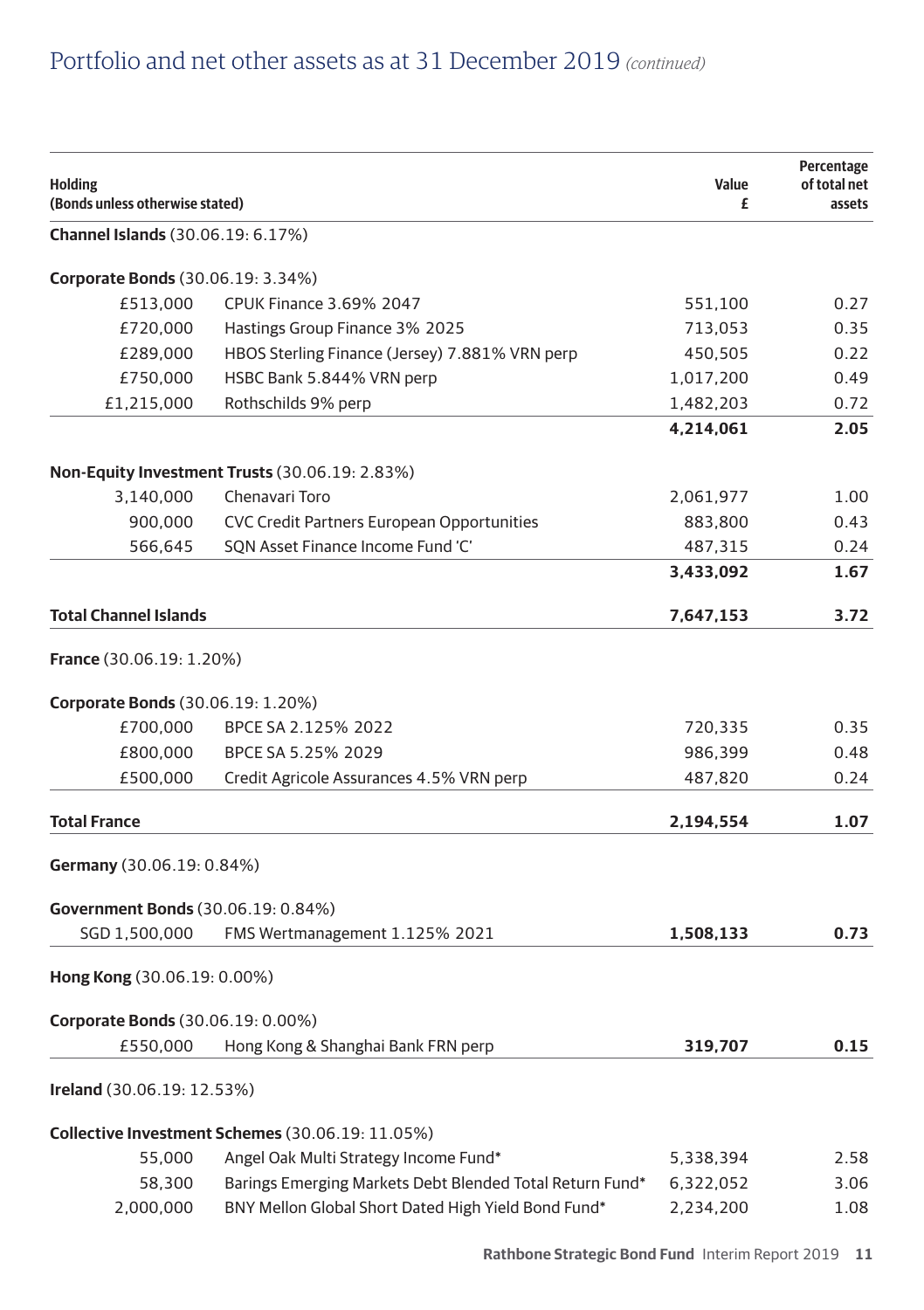## Portfolio and net other assets as at 31 December 2019 *(continued)*

| Holding (Bonds unless otherwise stated) | | Value £ | Percentage of total net assets |
|---|---|---|---|
| **Channel Islands** (30.06.19: 6.17%) | | | |
| **Corporate Bonds** (30.06.19: 3.34%) | | | |
| £513,000 | CPUK Finance 3.69% 2047 | 551,100 | 0.27 |
| £720,000 | Hastings Group Finance 3% 2025 | 713,053 | 0.35 |
| £289,000 | HBOS Sterling Finance (Jersey) 7.881% VRN perp | 450,505 | 0.22 |
| £750,000 | HSBC Bank 5.844% VRN perp | 1,017,200 | 0.49 |
| £1,215,000 | Rothschilds 9% perp | 1,482,203 | 0.72 |
| | | **4,214,061** | **2.05** |
| **Non-Equity Investment Trusts** (30.06.19: 2.83%) | | | |
| 3,140,000 | Chenavari Toro | 2,061,977 | 1.00 |
| 900,000 | CVC Credit Partners European Opportunities | 883,800 | 0.43 |
| 566,645 | SQN Asset Finance Income Fund 'C' | 487,315 | 0.24 |
| | | **3,433,092** | **1.67** |
| **Total Channel Islands** | | **7,647,153** | **3.72** |
| **France** (30.06.19: 1.20%) | | | |
| **Corporate Bonds** (30.06.19: 1.20%) | | | |
| £700,000 | BPCE SA 2.125% 2022 | 720,335 | 0.35 |
| £800,000 | BPCE SA 5.25% 2029 | 986,399 | 0.48 |
| £500,000 | Credit Agricole Assurances 4.5% VRN perp | 487,820 | 0.24 |
| **Total France** | | **2,194,554** | **1.07** |
| **Germany** (30.06.19: 0.84%) | | | |
| **Government Bonds** (30.06.19: 0.84%) | | | |
| SGD 1,500,000 | FMS Wertmanagement 1.125% 2021 | **1,508,133** | **0.73** |
| **Hong Kong** (30.06.19: 0.00%) | | | |
| **Corporate Bonds** (30.06.19: 0.00%) | | | |
| £550,000 | Hong Kong & Shanghai Bank FRN perp | **319,707** | **0.15** |
| **Ireland** (30.06.19: 12.53%) | | | |
| **Collective Investment Schemes** (30.06.19: 11.05%) | | | |
| 55,000 | Angel Oak Multi Strategy Income Fund* | 5,338,394 | 2.58 |
| 58,300 | Barings Emerging Markets Debt Blended Total Return Fund* | 6,322,052 | 3.06 |
| 2,000,000 | BNY Mellon Global Short Dated High Yield Bond Fund* | 2,234,200 | 1.08 |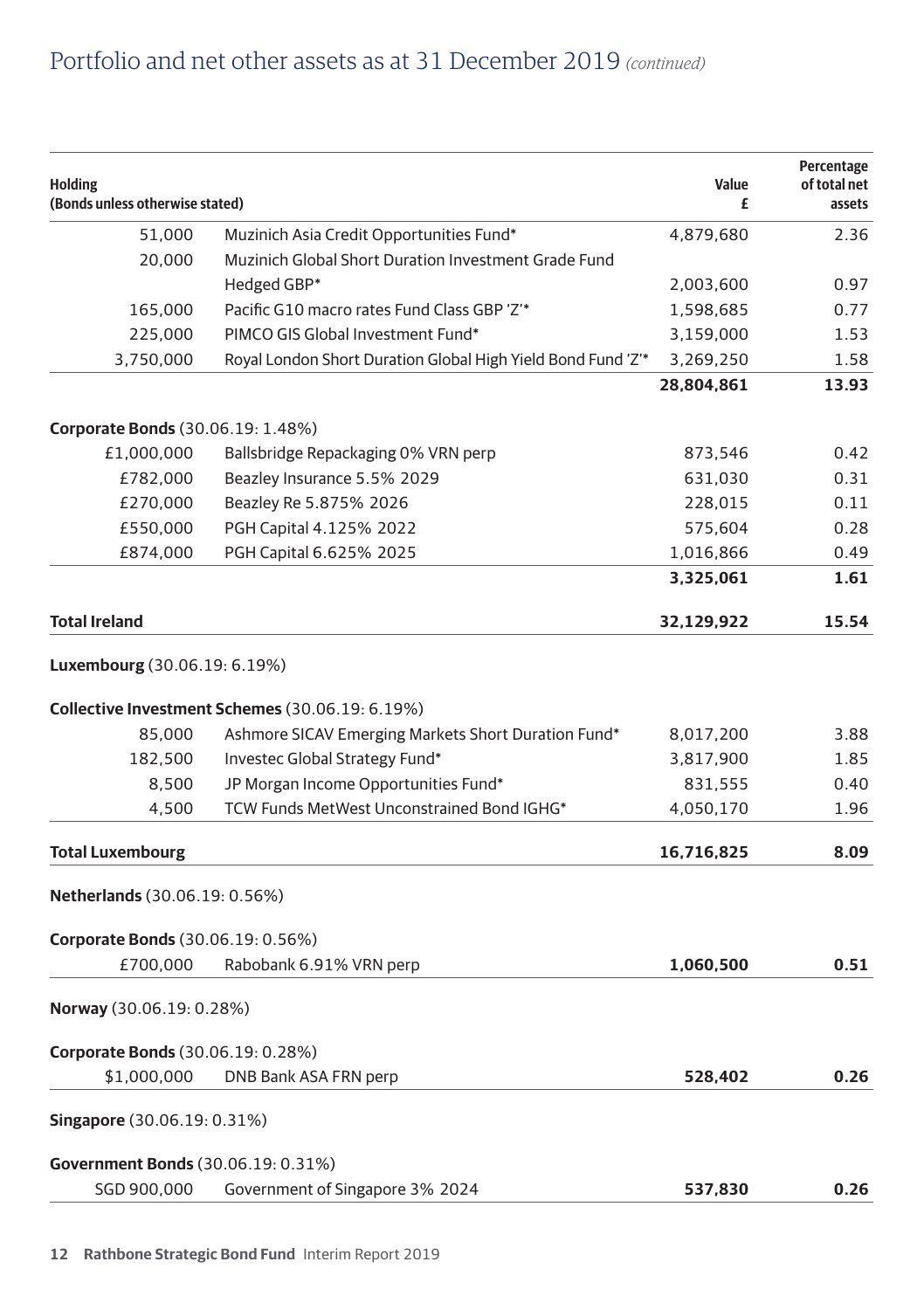## Portfolio and net other assets as at 31 December 2019 *(continued)*

| Holding (Bonds unless otherwise stated) | | Value £ | Percentage of total net assets |
|---|---|---|---|
| 51,000 | Muzinich Asia Credit Opportunities Fund* | 4,879,680 | 2.36 |
| 20,000 | Muzinich Global Short Duration Investment Grade Fund Hedged GBP* | 2,003,600 | 0.97 |
| 165,000 | Pacific G10 macro rates Fund Class GBP 'Z'* | 1,598,685 | 0.77 |
| 225,000 | PIMCO GIS Global Investment Fund* | 3,159,000 | 1.53 |
| 3,750,000 | Royal London Short Duration Global High Yield Bond Fund 'Z'* | 3,269,250 | 1.58 |
| | | **28,804,861** | **13.93** |
| **Corporate Bonds** (30.06.19: 1.48%) | | | |
| £1,000,000 | Ballsbridge Repackaging 0% VRN perp | 873,546 | 0.42 |
| £782,000 | Beazley Insurance 5.5% 2029 | 631,030 | 0.31 |
| £270,000 | Beazley Re 5.875% 2026 | 228,015 | 0.11 |
| £550,000 | PGH Capital 4.125% 2022 | 575,604 | 0.28 |
| £874,000 | PGH Capital 6.625% 2025 | 1,016,866 | 0.49 |
| | | **3,325,061** | **1.61** |
| **Total Ireland** | | **32,129,922** | **15.54** |
| **Luxembourg** (30.06.19: 6.19%) | | | |
| **Collective Investment Schemes** (30.06.19: 6.19%) | | | |
| 85,000 | Ashmore SICAV Emerging Markets Short Duration Fund* | 8,017,200 | 3.88 |
| 182,500 | Investec Global Strategy Fund* | 3,817,900 | 1.85 |
| 8,500 | JP Morgan Income Opportunities Fund* | 831,555 | 0.40 |
| 4,500 | TCW Funds MetWest Unconstrained Bond IGHG* | 4,050,170 | 1.96 |
| **Total Luxembourg** | | **16,716,825** | **8.09** |
| **Netherlands** (30.06.19: 0.56%) | | | |
| **Corporate Bonds** (30.06.19: 0.56%) | | | |
| £700,000 | Rabobank 6.91% VRN perp | **1,060,500** | **0.51** |
| **Norway** (30.06.19: 0.28%) | | | |
| **Corporate Bonds** (30.06.19: 0.28%) | | | |
| $1,000,000 | DNB Bank ASA FRN perp | **528,402** | **0.26** |
| **Singapore** (30.06.19: 0.31%) | | | |
| **Government Bonds** (30.06.19: 0.31%) | | | |
| SGD 900,000 | Government of Singapore 3% 2024 | **537,830** | **0.26** |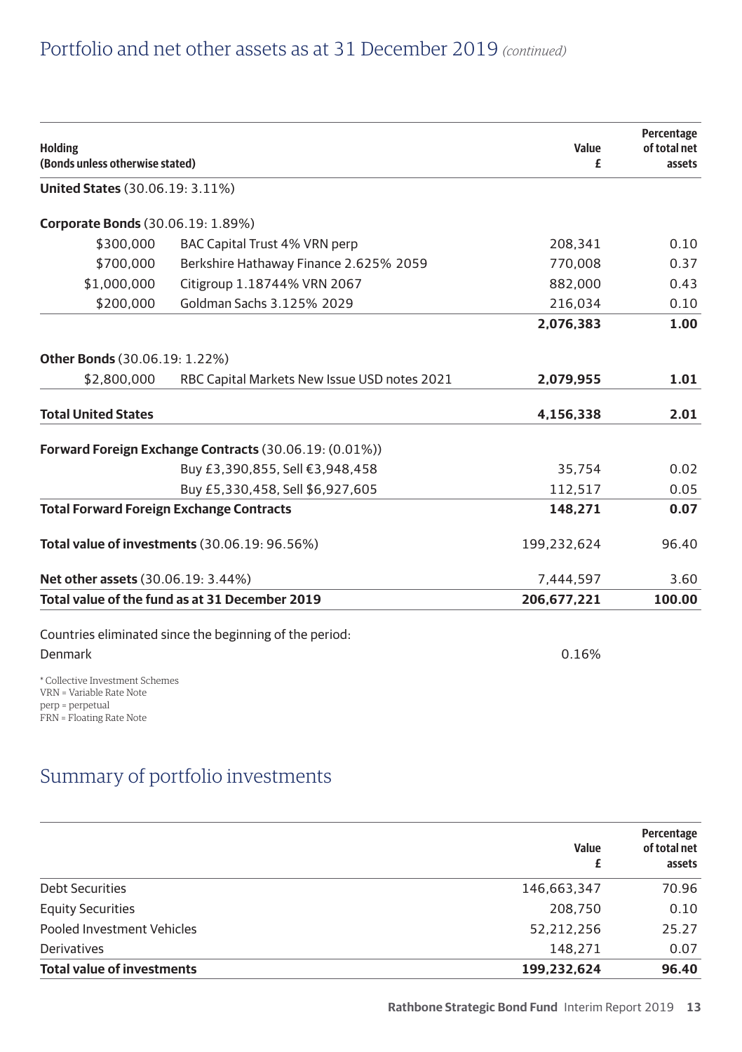## Portfolio and net other assets as at 31 December 2019 *(continued)*

| Holding (Bonds unless otherwise stated) | | Value £ | Percentage of total net assets |
|---|---|---|---|
| **United States** (30.06.19: 3.11%) | | | |
| **Corporate Bonds** (30.06.19: 1.89%) | | | |
| $300,000 | BAC Capital Trust 4% VRN perp | 208,341 | 0.10 |
| $700,000 | Berkshire Hathaway Finance 2.625% 2059 | 770,008 | 0.37 |
| $1,000,000 | Citigroup 1.18744% VRN 2067 | 882,000 | 0.43 |
| $200,000 | Goldman Sachs 3.125% 2029 | 216,034 | 0.10 |
| | | **2,076,383** | **1.00** |
| **Other Bonds** (30.06.19: 1.22%) | | | |
| $2,800,000 | RBC Capital Markets New Issue USD notes 2021 | **2,079,955** | **1.01** |
| **Total United States** | | **4,156,338** | **2.01** |
| **Forward Foreign Exchange Contracts** (30.06.19: (0.01%)) | | | |
| | Buy £3,390,855, Sell €3,948,458 | 35,754 | 0.02 |
| | Buy £5,330,458, Sell $6,927,605 | 112,517 | 0.05 |
| **Total Forward Foreign Exchange Contracts** | | **148,271** | **0.07** |
| **Total value of investments** (30.06.19: 96.56%) | | 199,232,624 | 96.40 |
| **Net other assets** (30.06.19: 3.44%) | | 7,444,597 | 3.60 |
| **Total value of the fund as at 31 December 2019** | | **206,677,221** | **100.00** |

Countries eliminated since the beginning of the period:

Denmark 0.16%

\* Collective Investment Schemes
VRN = Variable Rate Note
perp = perpetual
FRN = Floating Rate Note

## Summary of portfolio investments

| | Value £ | Percentage of total net assets |
|---|---|---|
| Debt Securities | 146,663,347 | 70.96 |
| Equity Securities | 208,750 | 0.10 |
| Pooled Investment Vehicles | 52,212,256 | 25.27 |
| Derivatives | 148,271 | 0.07 |
| **Total value of investments** | **199,232,624** | **96.40** |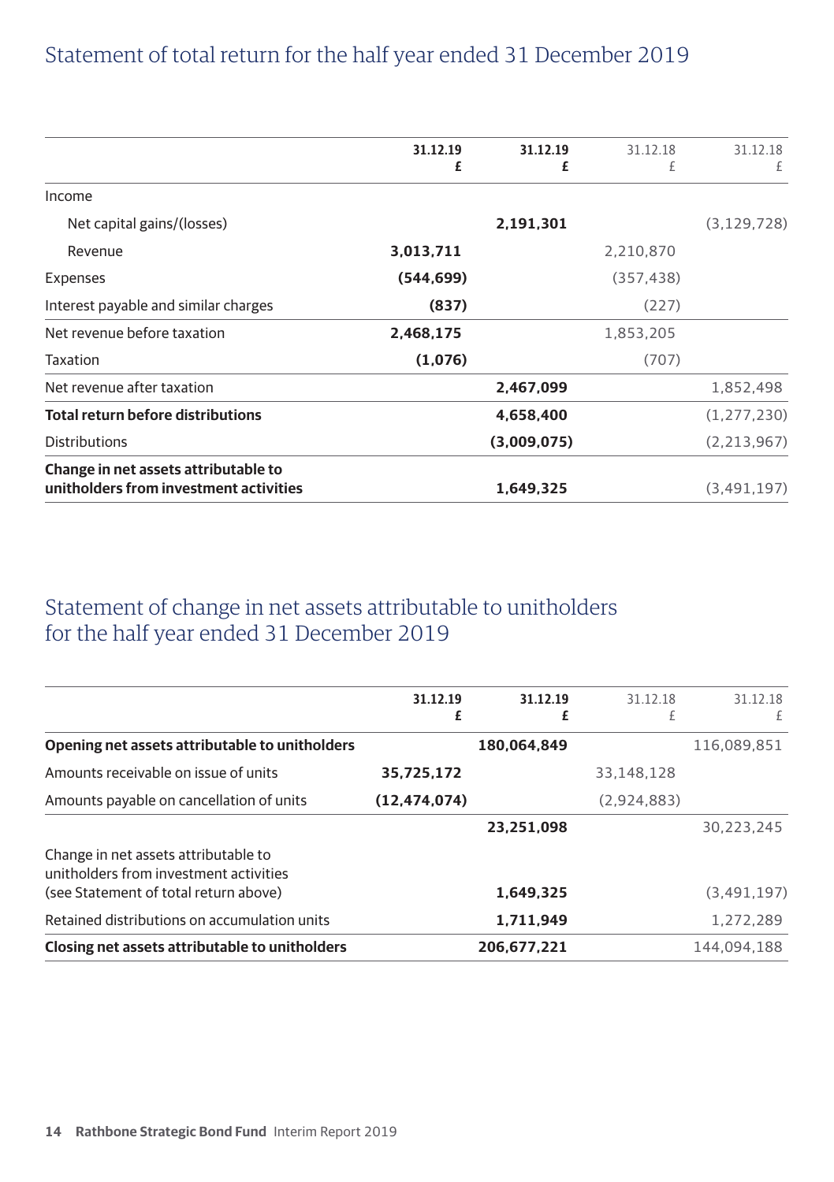## Statement of total return for the half year ended 31 December 2019

| | 31.12.19 £ | 31.12.19 £ | 31.12.18 £ | 31.12.18 £ |
|---|---|---|---|---|
| Income | | | | |
| Net capital gains/(losses) | | **2,191,301** | | (3,129,728) |
| Revenue | **3,013,711** | | 2,210,870 | |
| Expenses | **(544,699)** | | (357,438) | |
| Interest payable and similar charges | **(837)** | | (227) | |
| Net revenue before taxation | **2,468,175** | | 1,853,205 | |
| Taxation | **(1,076)** | | (707) | |
| Net revenue after taxation | | **2,467,099** | | 1,852,498 |
| **Total return before distributions** | | **4,658,400** | | (1,277,230) |
| Distributions | | **(3,009,075)** | | (2,213,967) |
| **Change in net assets attributable to unitholders from investment activities** | | **1,649,325** | | (3,491,197) |

## Statement of change in net assets attributable to unitholders for the half year ended 31 December 2019

| | 31.12.19 £ | 31.12.19 £ | 31.12.18 £ | 31.12.18 £ |
|---|---|---|---|---|
| **Opening net assets attributable to unitholders** | | **180,064,849** | | 116,089,851 |
| Amounts receivable on issue of units | **35,725,172** | | 33,148,128 | |
| Amounts payable on cancellation of units | **(12,474,074)** | | (2,924,883) | |
| | | **23,251,098** | | 30,223,245 |
| Change in net assets attributable to unitholders from investment activities (see Statement of total return above) | | **1,649,325** | | (3,491,197) |
| Retained distributions on accumulation units | | **1,711,949** | | 1,272,289 |
| **Closing net assets attributable to unitholders** | | **206,677,221** | | 144,094,188 |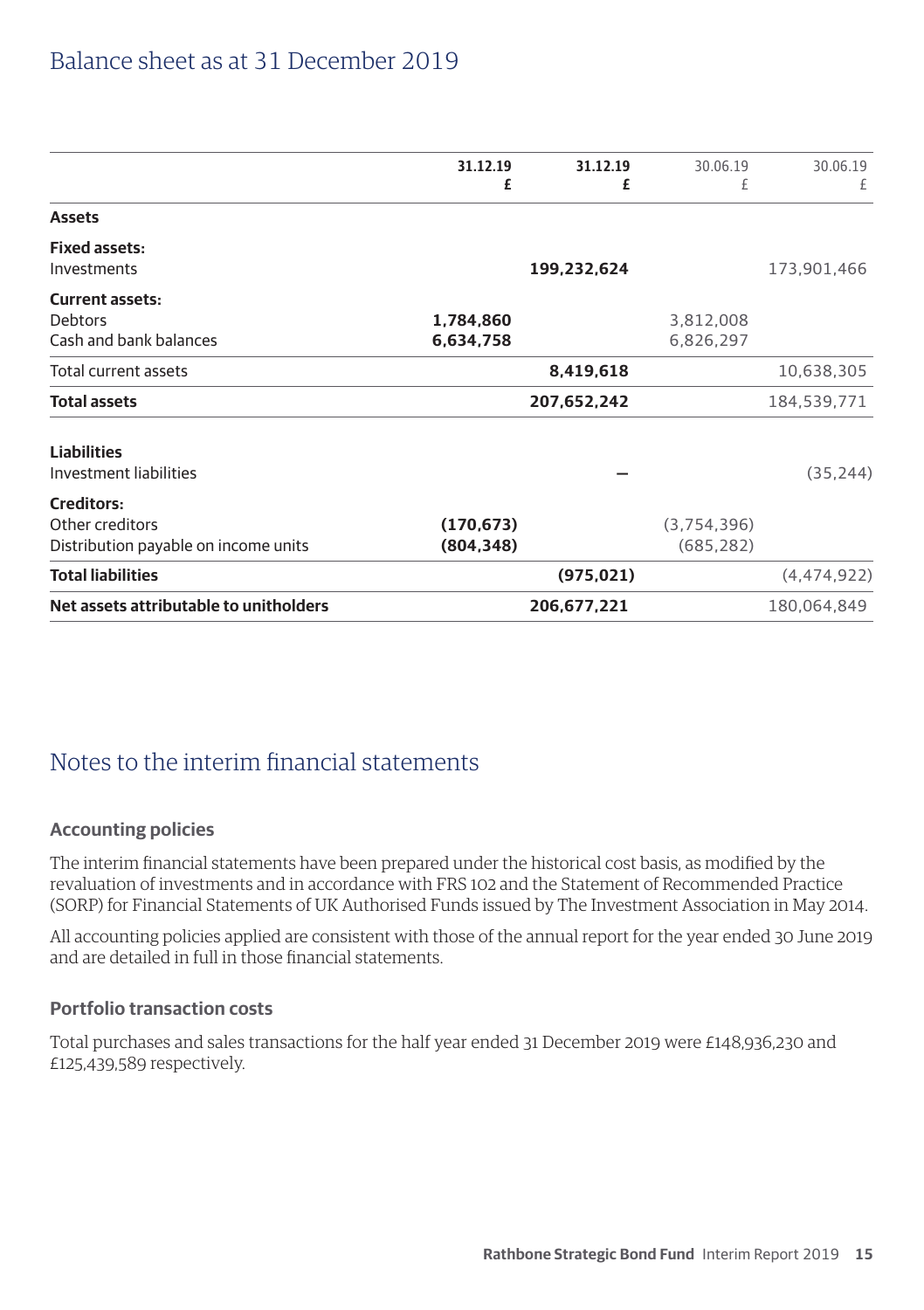# Balance sheet as at 31 December 2019

| | 31.12.19 £ | 31.12.19 £ | 30.06.19 £ | 30.06.19 £ |
|---|---|---|---|---|
| **Assets** | | | | |
| **Fixed assets:** | | | | |
| Investments | | **199,232,624** | | 173,901,466 |
| **Current assets:** | | | | |
| Debtors | **1,784,860** | | 3,812,008 | |
| Cash and bank balances | **6,634,758** | | 6,826,297 | |
| Total current assets | | **8,419,618** | | 10,638,305 |
| **Total assets** | | **207,652,242** | | 184,539,771 |
| **Liabilities** | | | | |
| Investment liabilities | | **–** | | (35,244) |
| **Creditors:** | | | | |
| Other creditors | **(170,673)** | | (3,754,396) | |
| Distribution payable on income units | **(804,348)** | | (685,282) | |
| **Total liabilities** | | **(975,021)** | | (4,474,922) |
| **Net assets attributable to unitholders** | | **206,677,221** | | 180,064,849 |

# Notes to the interim financial statements

## Accounting policies

The interim financial statements have been prepared under the historical cost basis, as modified by the revaluation of investments and in accordance with FRS 102 and the Statement of Recommended Practice (SORP) for Financial Statements of UK Authorised Funds issued by The Investment Association in May 2014.

All accounting policies applied are consistent with those of the annual report for the year ended 30 June 2019 and are detailed in full in those financial statements.

## Portfolio transaction costs

Total purchases and sales transactions for the half year ended 31 December 2019 were £148,936,230 and £125,439,589 respectively.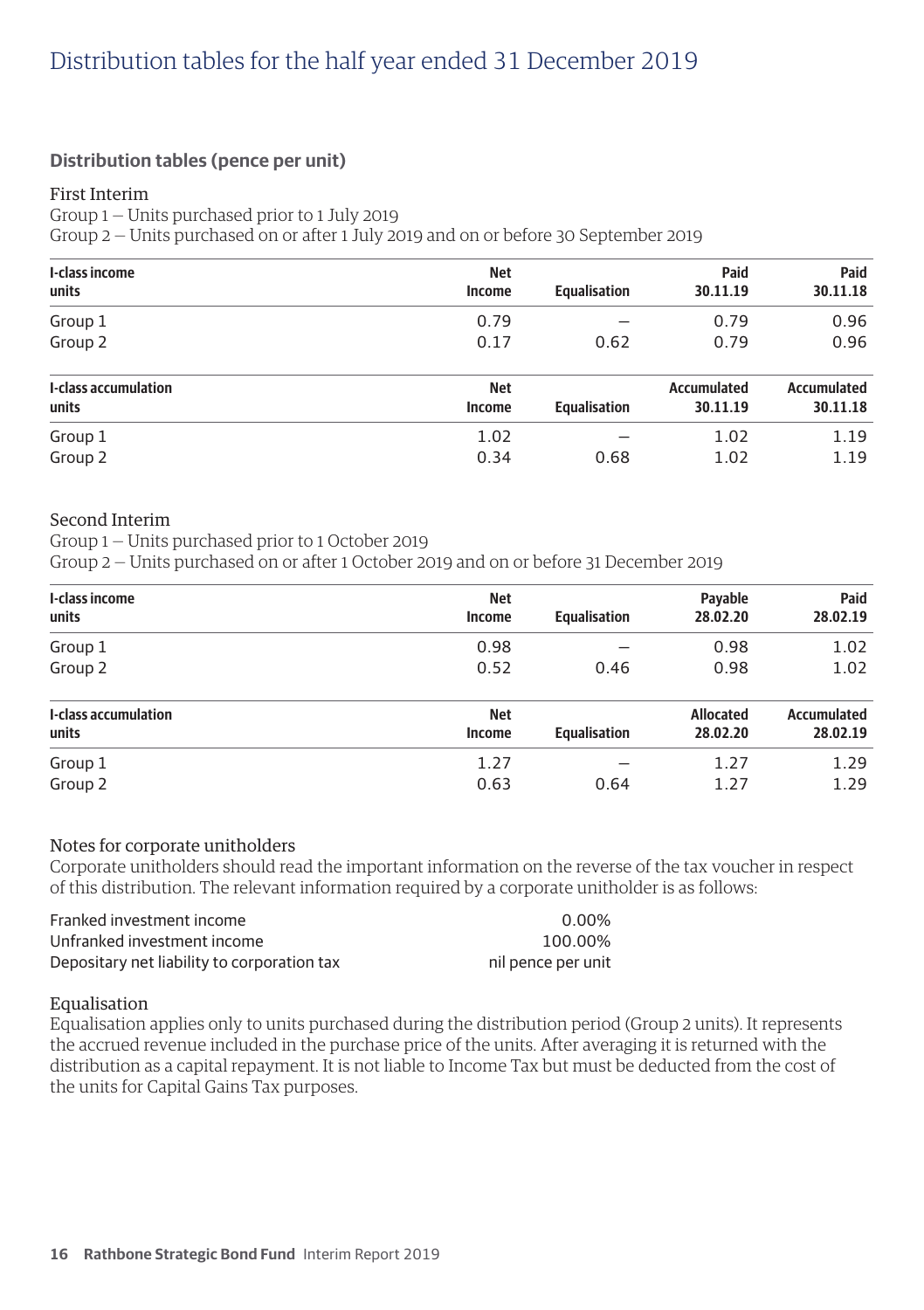# Distribution tables for the half year ended 31 December 2019

## Distribution tables (pence per unit)

First Interim
Group 1 – Units purchased prior to 1 July 2019
Group 2 – Units purchased on or after 1 July 2019 and on or before 30 September 2019

| I-class income units | Net Income | Equalisation | Paid 30.11.19 | Paid 30.11.18 |
|---|---|---|---|---|
| Group 1 | 0.79 | – | 0.79 | 0.96 |
| Group 2 | 0.17 | 0.62 | 0.79 | 0.96 |

| I-class accumulation units | Net Income | Equalisation | Accumulated 30.11.19 | Accumulated 30.11.18 |
|---|---|---|---|---|
| Group 1 | 1.02 | – | 1.02 | 1.19 |
| Group 2 | 0.34 | 0.68 | 1.02 | 1.19 |

Second Interim
Group 1 – Units purchased prior to 1 October 2019
Group 2 – Units purchased on or after 1 October 2019 and on or before 31 December 2019

| I-class income units | Net Income | Equalisation | Payable 28.02.20 | Paid 28.02.19 |
|---|---|---|---|---|
| Group 1 | 0.98 | – | 0.98 | 1.02 |
| Group 2 | 0.52 | 0.46 | 0.98 | 1.02 |

| I-class accumulation units | Net Income | Equalisation | Allocated 28.02.20 | Accumulated 28.02.19 |
|---|---|---|---|---|
| Group 1 | 1.27 | – | 1.27 | 1.29 |
| Group 2 | 0.63 | 0.64 | 1.27 | 1.29 |

Notes for corporate unitholders
Corporate unitholders should read the important information on the reverse of the tax voucher in respect of this distribution. The relevant information required by a corporate unitholder is as follows:

| | |
|---|---|
| Franked investment income | 0.00% |
| Unfranked investment income | 100.00% |
| Depositary net liability to corporation tax | nil pence per unit |

Equalisation
Equalisation applies only to units purchased during the distribution period (Group 2 units). It represents the accrued revenue included in the purchase price of the units. After averaging it is returned with the distribution as a capital repayment. It is not liable to Income Tax but must be deducted from the cost of the units for Capital Gains Tax purposes.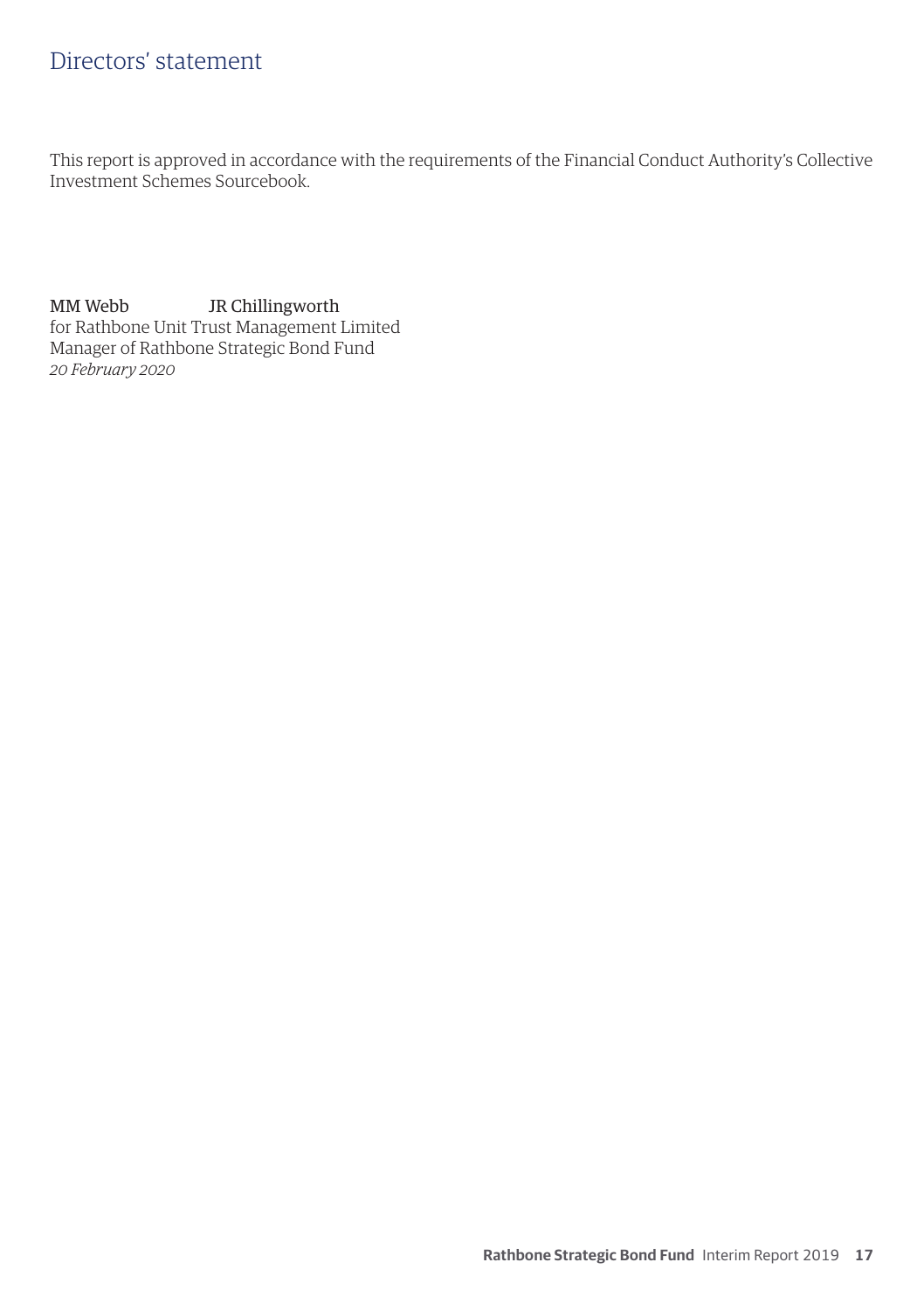# Directors' statement

This report is approved in accordance with the requirements of the Financial Conduct Authority's Collective Investment Schemes Sourcebook.

MM Webb JR Chillingworth  
for Rathbone Unit Trust Management Limited  
Manager of Rathbone Strategic Bond Fund  
*20 February 2020*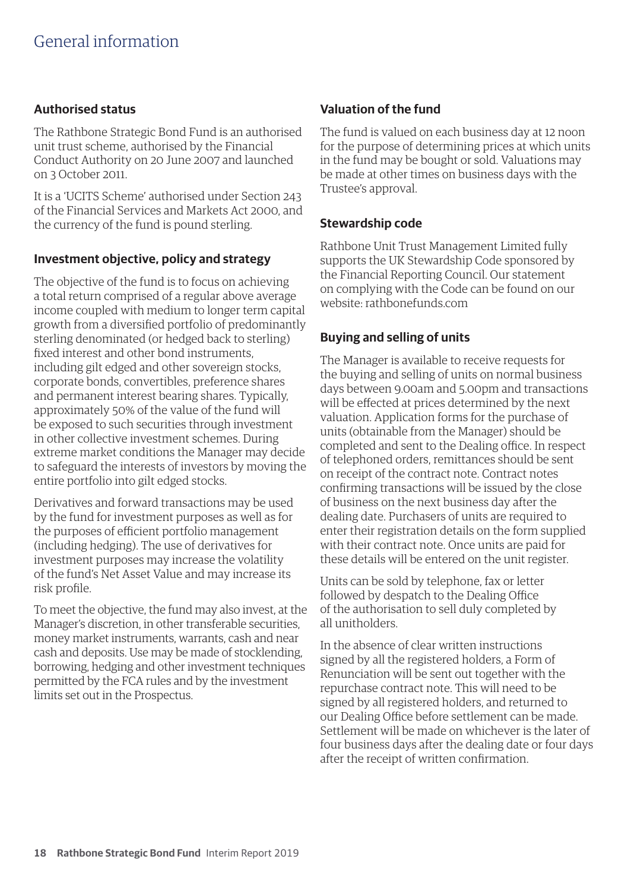# General information

## Authorised status

The Rathbone Strategic Bond Fund is an authorised unit trust scheme, authorised by the Financial Conduct Authority on 20 June 2007 and launched on 3 October 2011.

It is a 'UCITS Scheme' authorised under Section 243 of the Financial Services and Markets Act 2000, and the currency of the fund is pound sterling.

## Investment objective, policy and strategy

The objective of the fund is to focus on achieving a total return comprised of a regular above average income coupled with medium to longer term capital growth from a diversified portfolio of predominantly sterling denominated (or hedged back to sterling) fixed interest and other bond instruments, including gilt edged and other sovereign stocks, corporate bonds, convertibles, preference shares and permanent interest bearing shares. Typically, approximately 50% of the value of the fund will be exposed to such securities through investment in other collective investment schemes. During extreme market conditions the Manager may decide to safeguard the interests of investors by moving the entire portfolio into gilt edged stocks.

Derivatives and forward transactions may be used by the fund for investment purposes as well as for the purposes of efficient portfolio management (including hedging). The use of derivatives for investment purposes may increase the volatility of the fund's Net Asset Value and may increase its risk profile.

To meet the objective, the fund may also invest, at the Manager's discretion, in other transferable securities, money market instruments, warrants, cash and near cash and deposits. Use may be made of stocklending, borrowing, hedging and other investment techniques permitted by the FCA rules and by the investment limits set out in the Prospectus.

## Valuation of the fund

The fund is valued on each business day at 12 noon for the purpose of determining prices at which units in the fund may be bought or sold. Valuations may be made at other times on business days with the Trustee's approval.

## Stewardship code

Rathbone Unit Trust Management Limited fully supports the UK Stewardship Code sponsored by the Financial Reporting Council. Our statement on complying with the Code can be found on our website: rathbonefunds.com

## Buying and selling of units

The Manager is available to receive requests for the buying and selling of units on normal business days between 9.00am and 5.00pm and transactions will be effected at prices determined by the next valuation. Application forms for the purchase of units (obtainable from the Manager) should be completed and sent to the Dealing office. In respect of telephoned orders, remittances should be sent on receipt of the contract note. Contract notes confirming transactions will be issued by the close of business on the next business day after the dealing date. Purchasers of units are required to enter their registration details on the form supplied with their contract note. Once units are paid for these details will be entered on the unit register.

Units can be sold by telephone, fax or letter followed by despatch to the Dealing Office of the authorisation to sell duly completed by all unitholders.

In the absence of clear written instructions signed by all the registered holders, a Form of Renunciation will be sent out together with the repurchase contract note. This will need to be signed by all registered holders, and returned to our Dealing Office before settlement can be made. Settlement will be made on whichever is the later of four business days after the dealing date or four days after the receipt of written confirmation.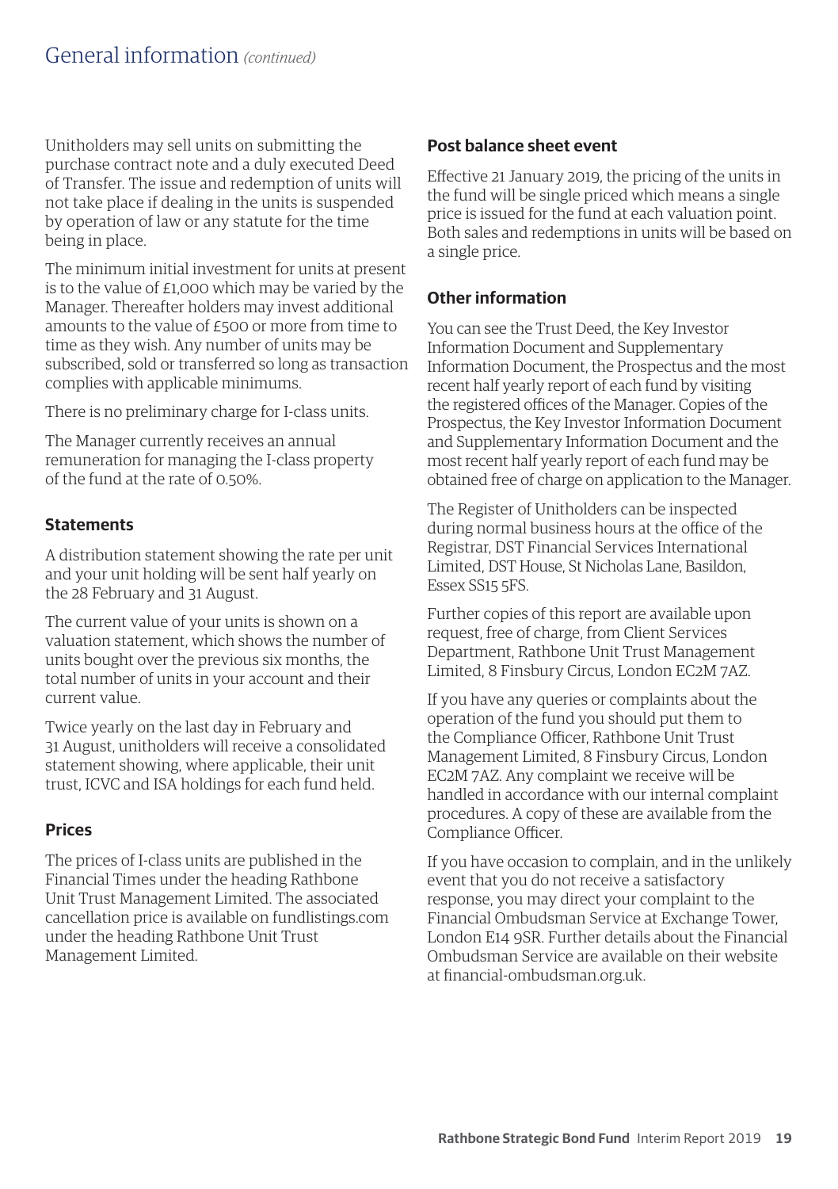Unitholders may sell units on submitting the purchase contract note and a duly executed Deed of Transfer. The issue and redemption of units will not take place if dealing in the units is suspended by operation of law or any statute for the time being in place.

The minimum initial investment for units at present is to the value of £1,000 which may be varied by the Manager. Thereafter holders may invest additional amounts to the value of £500 or more from time to time as they wish. Any number of units may be subscribed, sold or transferred so long as transaction complies with applicable minimums.

There is no preliminary charge for I-class units.

The Manager currently receives an annual remuneration for managing the I-class property of the fund at the rate of 0.50%.

### Statements

A distribution statement showing the rate per unit and your unit holding will be sent half yearly on the 28 February and 31 August.

The current value of your units is shown on a valuation statement, which shows the number of units bought over the previous six months, the total number of units in your account and their current value.

Twice yearly on the last day in February and 31 August, unitholders will receive a consolidated statement showing, where applicable, their unit trust, ICVC and ISA holdings for each fund held.

### Prices

The prices of I-class units are published in the Financial Times under the heading Rathbone Unit Trust Management Limited. The associated cancellation price is available on fundlistings.com under the heading Rathbone Unit Trust Management Limited.

### Post balance sheet event

Effective 21 January 2019, the pricing of the units in the fund will be single priced which means a single price is issued for the fund at each valuation point. Both sales and redemptions in units will be based on a single price.

### Other information

You can see the Trust Deed, the Key Investor Information Document and Supplementary Information Document, the Prospectus and the most recent half yearly report of each fund by visiting the registered offices of the Manager. Copies of the Prospectus, the Key Investor Information Document and Supplementary Information Document and the most recent half yearly report of each fund may be obtained free of charge on application to the Manager.

The Register of Unitholders can be inspected during normal business hours at the office of the Registrar, DST Financial Services International Limited, DST House, St Nicholas Lane, Basildon, Essex SS15 5FS.

Further copies of this report are available upon request, free of charge, from Client Services Department, Rathbone Unit Trust Management Limited, 8 Finsbury Circus, London EC2M 7AZ.

If you have any queries or complaints about the operation of the fund you should put them to the Compliance Officer, Rathbone Unit Trust Management Limited, 8 Finsbury Circus, London EC2M 7AZ. Any complaint we receive will be handled in accordance with our internal complaint procedures. A copy of these are available from the Compliance Officer.

If you have occasion to complain, and in the unlikely event that you do not receive a satisfactory response, you may direct your complaint to the Financial Ombudsman Service at Exchange Tower, London E14 9SR. Further details about the Financial Ombudsman Service are available on their website at financial-ombudsman.org.uk.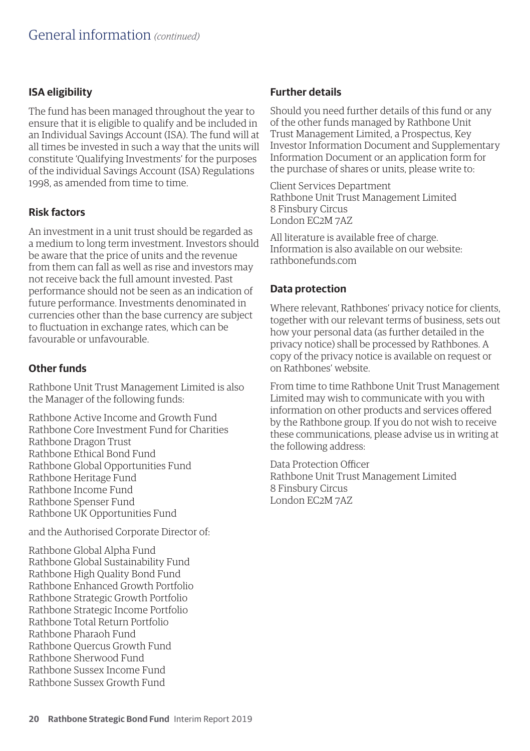# General information *(continued)*

### ISA eligibility

The fund has been managed throughout the year to ensure that it is eligible to qualify and be included in an Individual Savings Account (ISA). The fund will at all times be invested in such a way that the units will constitute 'Qualifying Investments' for the purposes of the individual Savings Account (ISA) Regulations 1998, as amended from time to time.

### Risk factors

An investment in a unit trust should be regarded as a medium to long term investment. Investors should be aware that the price of units and the revenue from them can fall as well as rise and investors may not receive back the full amount invested. Past performance should not be seen as an indication of future performance. Investments denominated in currencies other than the base currency are subject to fluctuation in exchange rates, which can be favourable or unfavourable.

### Other funds

Rathbone Unit Trust Management Limited is also the Manager of the following funds:

Rathbone Active Income and Growth Fund
Rathbone Core Investment Fund for Charities
Rathbone Dragon Trust
Rathbone Ethical Bond Fund
Rathbone Global Opportunities Fund
Rathbone Heritage Fund
Rathbone Income Fund
Rathbone Spenser Fund
Rathbone UK Opportunities Fund

and the Authorised Corporate Director of:

Rathbone Global Alpha Fund
Rathbone Global Sustainability Fund
Rathbone High Quality Bond Fund
Rathbone Enhanced Growth Portfolio
Rathbone Strategic Growth Portfolio
Rathbone Strategic Income Portfolio
Rathbone Total Return Portfolio
Rathbone Pharaoh Fund
Rathbone Quercus Growth Fund
Rathbone Sherwood Fund
Rathbone Sussex Income Fund
Rathbone Sussex Growth Fund

### Further details

Should you need further details of this fund or any of the other funds managed by Rathbone Unit Trust Management Limited, a Prospectus, Key Investor Information Document and Supplementary Information Document or an application form for the purchase of shares or units, please write to:

Client Services Department
Rathbone Unit Trust Management Limited
8 Finsbury Circus
London EC2M 7AZ

All literature is available free of charge. Information is also available on our website: rathbonefunds.com

### Data protection

Where relevant, Rathbones' privacy notice for clients, together with our relevant terms of business, sets out how your personal data (as further detailed in the privacy notice) shall be processed by Rathbones. A copy of the privacy notice is available on request or on Rathbones' website.

From time to time Rathbone Unit Trust Management Limited may wish to communicate with you with information on other products and services offered by the Rathbone group. If you do not wish to receive these communications, please advise us in writing at the following address:

Data Protection Officer
Rathbone Unit Trust Management Limited
8 Finsbury Circus
London EC2M 7AZ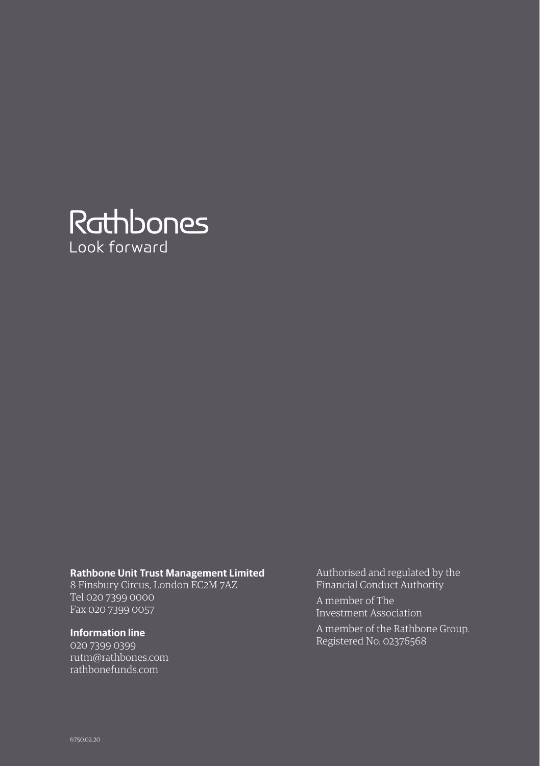Rathbones

Look forward

**Rathbone Unit Trust Management Limited**
8 Finsbury Circus, London EC2M 7AZ
Tel 020 7399 0000
Fax 020 7399 0057

**Information line**
020 7399 0399
rutm@rathbones.com
rathbonefunds.com

Authorised and regulated by the Financial Conduct Authority

A member of The Investment Association

A member of the Rathbone Group. Registered No. 02376568

6750.02.20